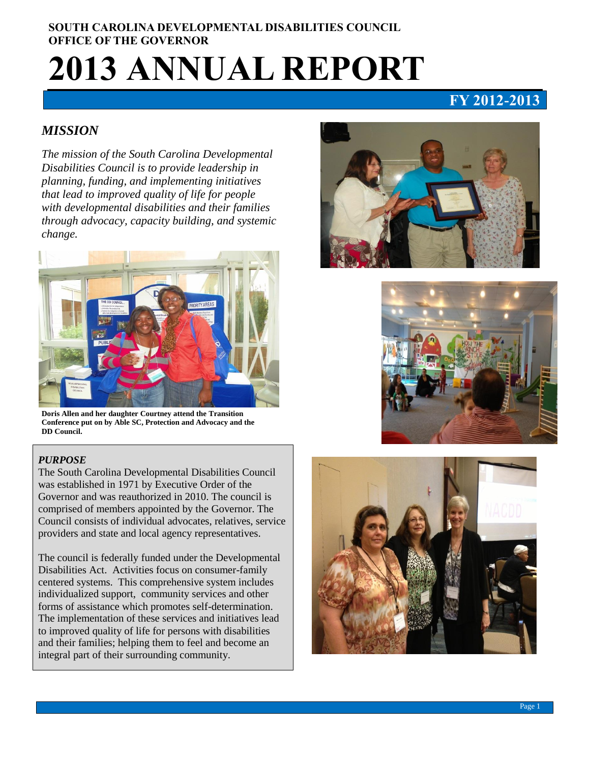**SOUTH CAROLINA DEVELOPMENTAL DISABILITIES COUNCIL**
**OFFICE OF THE GOVERNOR**

# 2013 ANNUAL REPORT

## FY 2012-2013

### *MISSION*

*The mission of the South Carolina Developmental Disabilities Council is to provide leadership in planning, funding, and implementing initiatives that lead to improved quality of life for people with developmental disabilities and their families through advocacy, capacity building, and systemic change.*

**Doris Allen and her daughter Courtney attend the Transition Conference put on by Able SC, Protection and Advocacy and the DD Council.**

### *PURPOSE*

The South Carolina Developmental Disabilities Council was established in 1971 by Executive Order of the Governor and was reauthorized in 2010. The council is comprised of members appointed by the Governor. The Council consists of individual advocates, relatives, service providers and state and local agency representatives.

The council is federally funded under the Developmental Disabilities Act. Activities focus on consumer-family centered systems. This comprehensive system includes individualized support, community services and other forms of assistance which promotes self-determination. The implementation of these services and initiatives lead to improved quality of life for persons with disabilities and their families; helping them to feel and become an integral part of their surrounding community.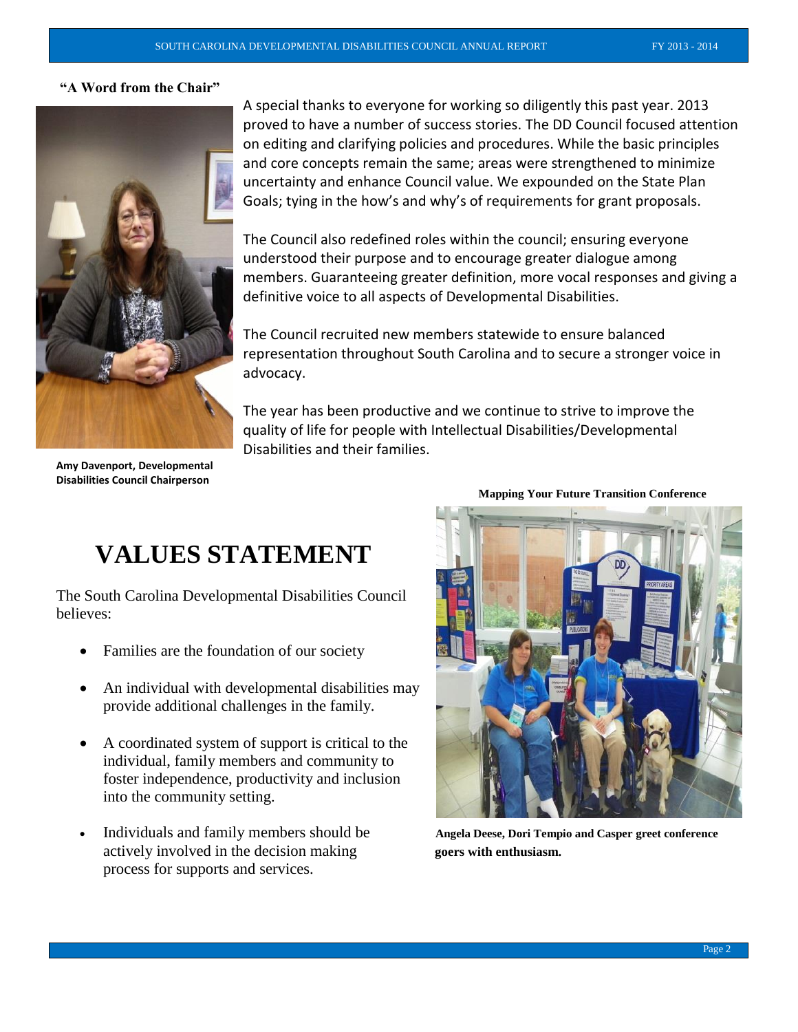**"A Word from the Chair"**

A special thanks to everyone for working so diligently this past year. 2013 proved to have a number of success stories. The DD Council focused attention on editing and clarifying policies and procedures. While the basic principles and core concepts remain the same; areas were strengthened to minimize uncertainty and enhance Council value. We expounded on the State Plan Goals; tying in the how's and why's of requirements for grant proposals.

The Council also redefined roles within the council; ensuring everyone understood their purpose and to encourage greater dialogue among members. Guaranteeing greater definition, more vocal responses and giving a definitive voice to all aspects of Developmental Disabilities.

The Council recruited new members statewide to ensure balanced representation throughout South Carolina and to secure a stronger voice in advocacy.

The year has been productive and we continue to strive to improve the quality of life for people with Intellectual Disabilities/Developmental Disabilities and their families.

**Amy Davenport, Developmental Disabilities Council Chairperson**

# VALUES STATEMENT

The South Carolina Developmental Disabilities Council believes:

- Families are the foundation of our society
- An individual with developmental disabilities may provide additional challenges in the family.
- A coordinated system of support is critical to the individual, family members and community to foster independence, productivity and inclusion into the community setting.
- Individuals and family members should be actively involved in the decision making process for supports and services.

**Mapping Your Future Transition Conference**

**Angela Deese, Dori Tempio and Casper greet conference goers with enthusiasm.**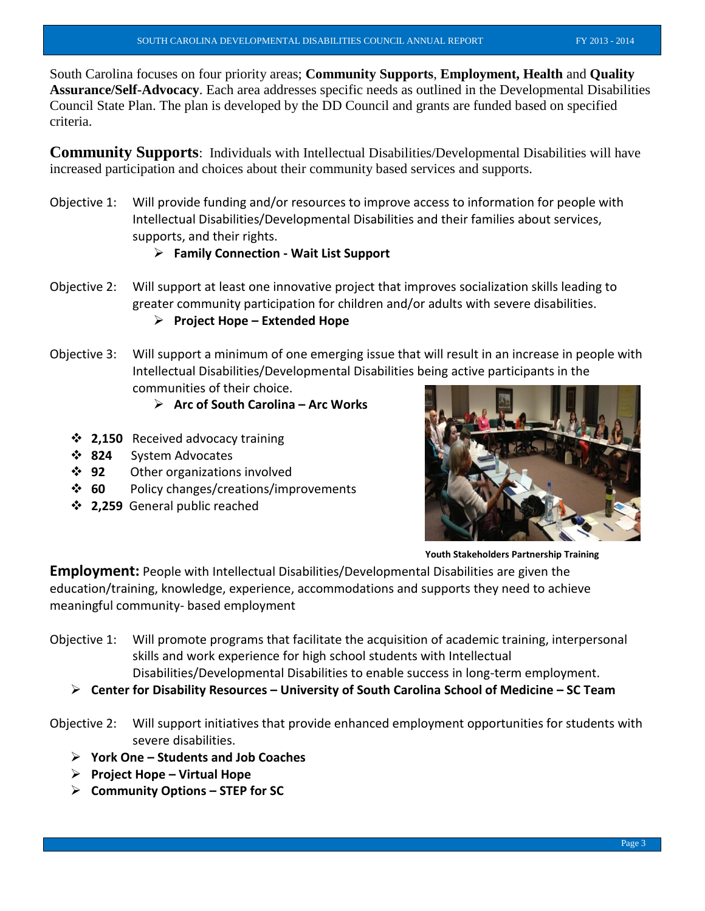South Carolina focuses on four priority areas; **Community Supports**, **Employment, Health** and **Quality Assurance/Self-Advocacy**. Each area addresses specific needs as outlined in the Developmental Disabilities Council State Plan. The plan is developed by the DD Council and grants are funded based on specified criteria.

**Community Supports**: Individuals with Intellectual Disabilities/Developmental Disabilities will have increased participation and choices about their community based services and supports.

Objective 1: Will provide funding and/or resources to improve access to information for people with Intellectual Disabilities/Developmental Disabilities and their families about services, supports, and their rights.

- **Family Connection - Wait List Support**

Objective 2: Will support at least one innovative project that improves socialization skills leading to greater community participation for children and/or adults with severe disabilities.

- **Project Hope – Extended Hope**

Objective 3: Will support a minimum of one emerging issue that will result in an increase in people with Intellectual Disabilities/Developmental Disabilities being active participants in the communities of their choice.

- **Arc of South Carolina – Arc Works**

- **2,150** Received advocacy training
- **824** System Advocates
- **92** Other organizations involved
- **60** Policy changes/creations/improvements
- **2,259** General public reached

**Youth Stakeholders Partnership Training**

**Employment:** People with Intellectual Disabilities/Developmental Disabilities are given the education/training, knowledge, experience, accommodations and supports they need to achieve meaningful community- based employment

Objective 1: Will promote programs that facilitate the acquisition of academic training, interpersonal skills and work experience for high school students with Intellectual Disabilities/Developmental Disabilities to enable success in long-term employment.

- **Center for Disability Resources – University of South Carolina School of Medicine – SC Team**

Objective 2: Will support initiatives that provide enhanced employment opportunities for students with severe disabilities.

- **York One – Students and Job Coaches**
- **Project Hope – Virtual Hope**
- **Community Options – STEP for SC**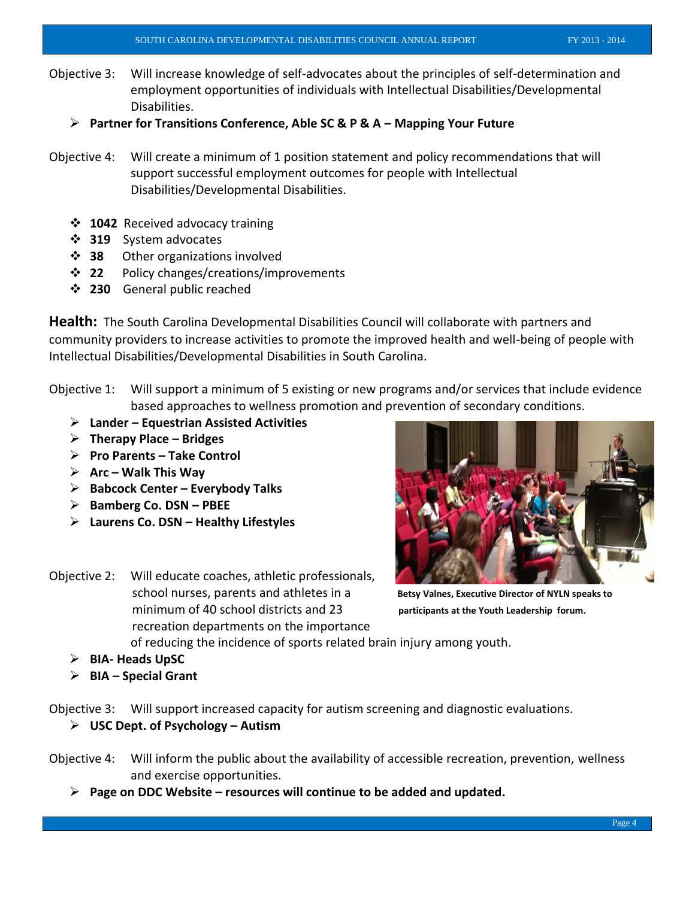Objective 3: Will increase knowledge of self-advocates about the principles of self-determination and employment opportunities of individuals with Intellectual Disabilities/Developmental Disabilities.

- **Partner for Transitions Conference, Able SC & P & A – Mapping Your Future**

Objective 4: Will create a minimum of 1 position statement and policy recommendations that will support successful employment outcomes for people with Intellectual Disabilities/Developmental Disabilities.

- **1042** Received advocacy training
- **319** System advocates
- **38** Other organizations involved
- **22** Policy changes/creations/improvements
- **230** General public reached

**Health:** The South Carolina Developmental Disabilities Council will collaborate with partners and community providers to increase activities to promote the improved health and well-being of people with Intellectual Disabilities/Developmental Disabilities in South Carolina.

Objective 1: Will support a minimum of 5 existing or new programs and/or services that include evidence based approaches to wellness promotion and prevention of secondary conditions.

- **Lander – Equestrian Assisted Activities**
- **Therapy Place – Bridges**
- **Pro Parents – Take Control**
- **Arc – Walk This Way**
- **Babcock Center – Everybody Talks**
- **Bamberg Co. DSN – PBEE**
- **Laurens Co. DSN – Healthy Lifestyles**

**Betsy Valnes, Executive Director of NYLN speaks to participants at the Youth Leadership forum.**

Objective 2: Will educate coaches, athletic professionals, school nurses, parents and athletes in a minimum of 40 school districts and 23 recreation departments on the importance of reducing the incidence of sports related brain injury among youth.

- **BIA- Heads UpSC**
- **BIA – Special Grant**

Objective 3: Will support increased capacity for autism screening and diagnostic evaluations.

- **USC Dept. of Psychology – Autism**

Objective 4: Will inform the public about the availability of accessible recreation, prevention, wellness and exercise opportunities.

- **Page on DDC Website – resources will continue to be added and updated.**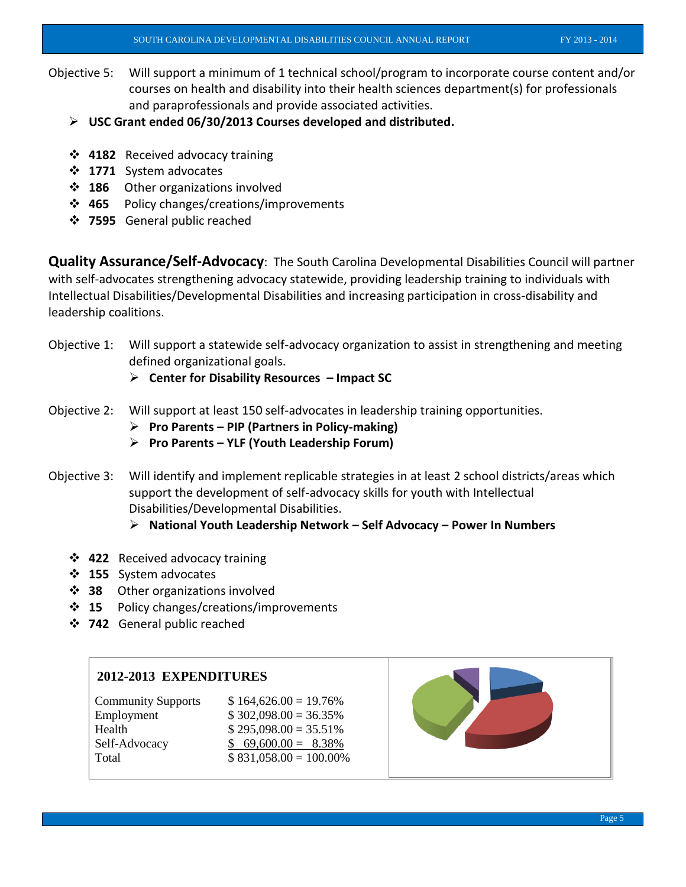Objective 5: Will support a minimum of 1 technical school/program to incorporate course content and/or courses on health and disability into their health sciences department(s) for professionals and paraprofessionals and provide associated activities.

- **USC Grant ended 06/30/2013 Courses developed and distributed.**

- **4182** Received advocacy training
- **1771** System advocates
- **186** Other organizations involved
- **465** Policy changes/creations/improvements
- **7595** General public reached

**Quality Assurance/Self-Advocacy**: The South Carolina Developmental Disabilities Council will partner with self-advocates strengthening advocacy statewide, providing leadership training to individuals with Intellectual Disabilities/Developmental Disabilities and increasing participation in cross-disability and leadership coalitions.

Objective 1: Will support a statewide self-advocacy organization to assist in strengthening and meeting defined organizational goals.

- **Center for Disability Resources – Impact SC**

Objective 2: Will support at least 150 self-advocates in leadership training opportunities.

- **Pro Parents – PIP (Partners in Policy-making)**
- **Pro Parents – YLF (Youth Leadership Forum)**

Objective 3: Will identify and implement replicable strategies in at least 2 school districts/areas which support the development of self-advocacy skills for youth with Intellectual Disabilities/Developmental Disabilities.

- **National Youth Leadership Network – Self Advocacy – Power In Numbers**

- **422** Received advocacy training
- **155** System advocates
- **38** Other organizations involved
- **15** Policy changes/creations/improvements
- **742** General public reached

**2012-2013 EXPENDITURES**

| | |
|---|---|
| Community Supports | $ 164,626.00 = 19.76% |
| Employment | $ 302,098.00 = 36.35% |
| Health | $ 295,098.00 = 35.51% |
| Self-Advocacy | $ 69,600.00 = 8.38% |
| Total | $ 831,058.00 = 100.00% |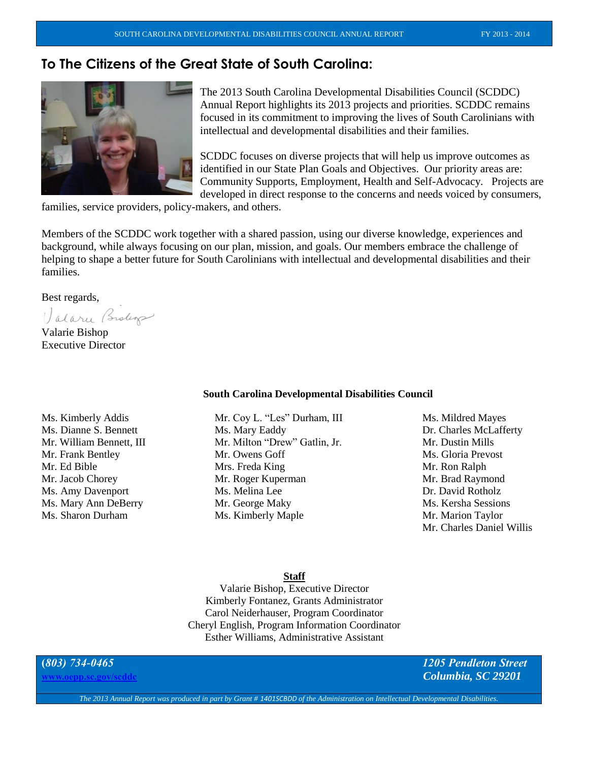# To The Citizens of the Great State of South Carolina:

The 2013 South Carolina Developmental Disabilities Council (SCDDC) Annual Report highlights its 2013 projects and priorities. SCDDC remains focused in its commitment to improving the lives of South Carolinians with intellectual and developmental disabilities and their families.

SCDDC focuses on diverse projects that will help us improve outcomes as identified in our State Plan Goals and Objectives. Our priority areas are: Community Supports, Employment, Health and Self-Advocacy. Projects are developed in direct response to the concerns and needs voiced by consumers, families, service providers, policy-makers, and others.

Members of the SCDDC work together with a shared passion, using our diverse knowledge, experiences and background, while always focusing on our plan, mission, and goals. Our members embrace the challenge of helping to shape a better future for South Carolinians with intellectual and developmental disabilities and their families.

Best regards,

Valarie Bishop
Executive Director

**South Carolina Developmental Disabilities Council**

Ms. Kimberly Addis
Ms. Dianne S. Bennett
Mr. William Bennett, III
Mr. Frank Bentley
Mr. Ed Bible
Mr. Jacob Chorey
Ms. Amy Davenport
Ms. Mary Ann DeBerry
Ms. Sharon Durham
Mr. Coy L. "Les" Durham, III
Ms. Mary Eaddy
Mr. Milton "Drew" Gatlin, Jr.
Mr. Owens Goff
Mrs. Freda King
Mr. Roger Kuperman
Ms. Melina Lee
Mr. George Maky
Ms. Kimberly Maple
Ms. Mildred Mayes
Dr. Charles McLafferty
Mr. Dustin Mills
Ms. Gloria Prevost
Mr. Ron Ralph
Mr. Brad Raymond
Dr. David Rotholz
Ms. Kersha Sessions
Mr. Marion Taylor
Mr. Charles Daniel Willis

**Staff**

Valarie Bishop, Executive Director
Kimberly Fontanez, Grants Administrator
Carol Neiderhauser, Program Coordinator
Cheryl English, Program Information Coordinator
Esther Williams, Administrative Assistant

***(803) 734-0465***
www.oepp.sc.gov/scddc

***1205 Pendleton Street***
***Columbia, SC 29201***

*The 2013 Annual Report was produced in part by Grant # 1401SCBDD of the Administration on Intellectual Developmental Disabilities.*